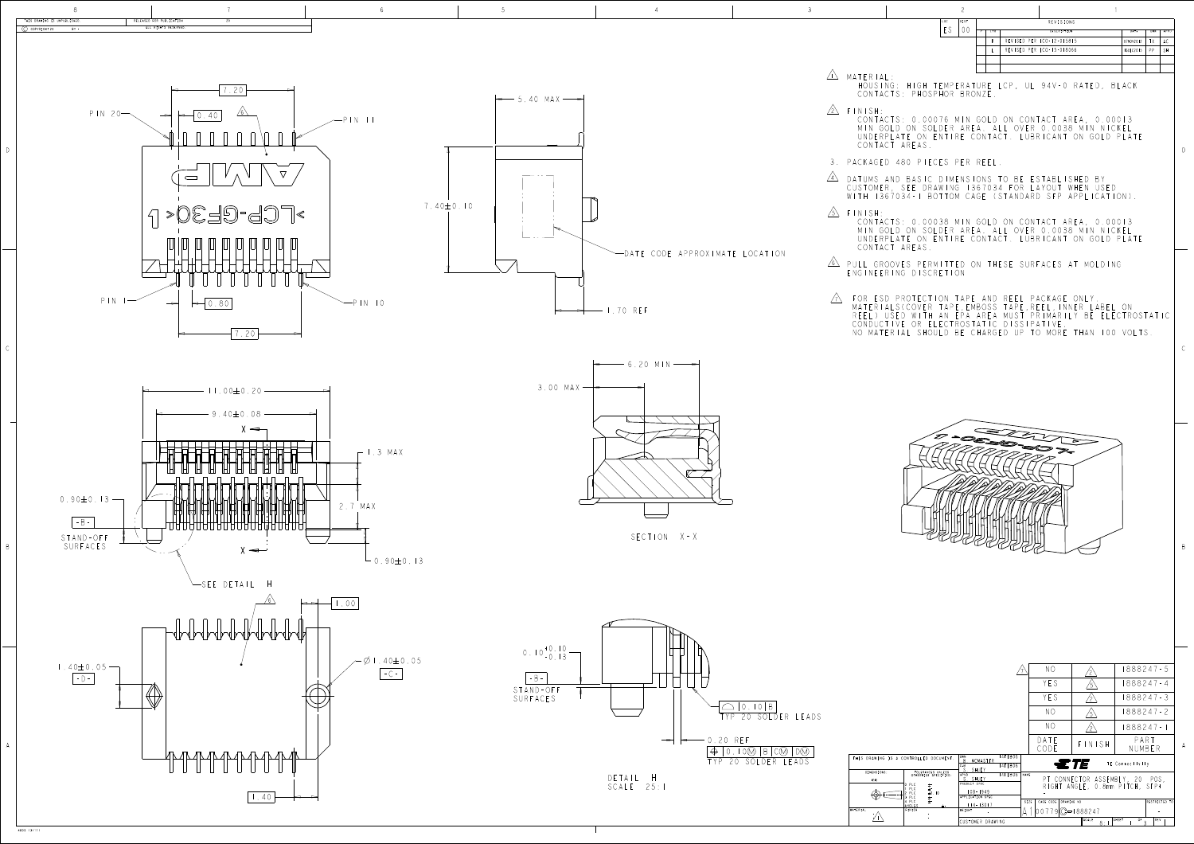## REVISIONS

| LTR | DESCRIPTION | DATE | DWN | APVD |
|---|---|---|---|---|
| K | REVISED PER ECO-12-015815 | 05NOV2012 | TX | AC |
| L | REVISED PER ECO-13-018066 | 16DEC2013 | PP | SH |

1. MATERIAL:
   HOUSING: HIGH TEMPERATURE LCP, UL 94V-0 RATED, BLACK
   CONTACTS: PHOSPHOR BRONZE.

2. FINISH:
   CONTACTS: 0.00076 MIN GOLD ON CONTACT AREA, 0.00013 MIN GOLD ON SOLDER AREA. ALL OVER 0.0038 MIN NICKEL UNDERPLATE ON ENTIRE CONTACT. LUBRICANT ON GOLD PLATE CONTACT AREAS.

3. PACKAGED 480 PIECES PER REEL.

4. DATUMS AND BASIC DIMENSIONS TO BE ESTABLISHED BY CUSTOMER. SEE DRAWING 1367034 FOR LAYOUT WHEN USED WITH 1367034-1 BOTTOM CAGE (STANDARD SFP APPLICATION).

5. FINISH:
   CONTACTS: 0.00038 MIN GOLD ON CONTACT AREA, 0.00013 MIN GOLD ON SOLDER AREA. ALL OVER 0.0038 MIN NICKEL UNDERPLATE ON ENTIRE CONTACT. LUBRICANT ON GOLD PLATE CONTACT AREAS.

6. PULL GROOVES PERMITTED ON THESE SURFACES AT MOLDING ENGINEERING DISCRETION

7. FOR ESD PROTECTION TAPE AND REEL PACKAGE ONLY. MATERIALS(COVER TAPE,EMBOSS TAPE,REEL,INNER LABEL ON REEL) USED WITH AN EPA AREA MUST PRIMARILY BE ELECTROSTATIC CONDUCTIVE OR ELECTROSTATIC DISSIPATIVE. NO MATERIAL SHOULD BE CHARGED UP TO MORE THAN 100 VOLTS.

PIN 20, PIN 11, PIN 1, PIN 10

7.20, 0.40, 0.80, 7.20, 5.40 MAX, 7.40±0.10, 1.70 REF

DATE CODE APPROXIMATE LOCATION

11.00±0.20, 9.40±0.08, 1.3 MAX, 2.7 MAX, 0.90±0.13, 0.90±0.13

-B- STAND-OFF SURFACES

SEE DETAIL H

6.20 MIN, 3.00 MAX

SECTION X-X

1.00, 1.40±0.05 -D-, Ø1.40±0.05 -C-, 1.40

$0.10^{+0.10}_{-0.13}$

-B- STAND-OFF SURFACES

0.10 B TYP 20 SOLDER LEADS

0.20 REF

0.10 Ⓜ B CⓂ DⓂ TYP 20 SOLDER LEADS

DETAIL H
SCALE 25:1

| DATE CODE | FINISH | PART NUMBER |
|---|---|---|
| NO | 2 | 1888247-5 |
| YES | 5 | 1888247-4 |
| YES | 2 | 1888247-3 |
| NO | 5 | 1888247-2 |
| NO | 2 | 1888247-1 |

THIS DRAWING IS A CONTROLLED DOCUMENT.

DWN: R. MCMASTER
CHK: S. SMILEY
APVD: S. SMILEY
PRODUCT SPEC: 108-1969
APPLICATION SPEC: 114-13017

TE Connectivity

NAME: PT CONNECTOR ASSEMBLY, 20 POS, RIGHT ANGLE, 0.8mm PITCH, SFP+

SIZE A1 CAGE CODE 00779 DRAWING NO C-1888247

SCALE 8:1 SHEET 1 OF 3

CUSTOMER DRAWING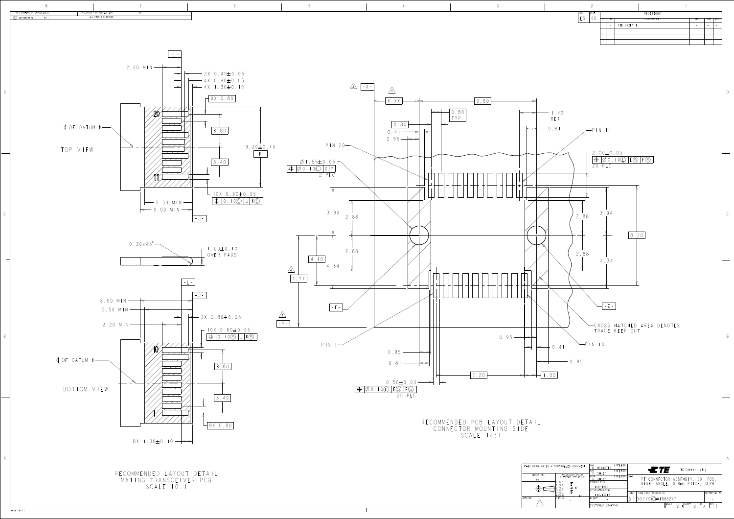THIS DRAWING IS UNPUBLISHED. © COPYRIGHT 20 BY - RELEASED FOR PUBLICATION 20 ALL RIGHTS RESERVED.

| LOC | DIST |
|---|---|
| ES | 00 |

| REVISIONS | | | | |
|---|---|---|---|---|
| LTR | DESCRIPTION | DATE | DWN | APVD |
| - | SEE SHEET 1 | - | - | - |

## TOP VIEW

-L-

2.20 MIN

2X 0.40±0.05

4X 0.80±0.05

4X 1.30±0.10

9X 0.80

20

11

℄ OF DATUM K

3.80

3.40

9.20±0.10

-K-

10X 0.60±0.05 ⌖ 0.10Ⓢ J KⓈ

5.50 MIN

6.00 MIN

-J-

0.30x45°

1.00±0.10 OVER PADS

## BOTTOM VIEW

-L-

-J-

6.00 MIN

5.50 MIN

2.20 MIN

3X 0.80±0.05

10X 0.60±0.05 ⌖ 0.10Ⓢ J KⓈ

10

1

℄ OF DATUM K

3.80

3.40

9X 0.80

8X 1.30±0.10

RECOMMENDED LAYOUT DETAIL
MATING TRANSCEIVER PCB
SCALE 10:1

## PCB LAYOUT

4 -X-

4 X.XX

9.60

0.80 TYP

0.80

0.41

0.95

1.40 REF

0.81

PIN 11

PIN 20

∅1.55±0.05 ⌖ ∅0.10Ⓛ X Y 2 PLC

2.00±0.05 ⌖ ∅0.10Ⓛ EⓈ FⓈ 20 PLC

3.94

2.88

2.88

4.10

4.34

3.94

2.88

2.88

4.34

8.20

4 Y.YY

-F-

-E-

4 -Y-

CROSS HATCHED AREA DENOTES TRACE KEEP OUT

PIN 1

PIN 10

0.95

0.41

0.95

0.95

0.81

7.20

1.00

0.50±0.03 ⌖ ∅0.10Ⓛ EⓈ FⓈ 20 PLC

RECOMMENDED PCB LAYOUT DETAIL
CONNECTOR MOUNTING SIDE
SCALE 14:1

## TITLE BLOCK

THIS DRAWING IS A CONTROLLED DOCUMENT.

| | |
|---|---|
| DWN | R. MCMASTER |
| CHK | S. SHUEY |
| APVD | S. SHUEY |
| PRODUCT SPEC | 108-1969 |
| APPLICATION SPEC | 114-13017 |
| WEIGHT | - |

DIMENSIONS: mm

TOLERANCES UNLESS OTHERWISE SPECIFIED

MATERIAL: -

FINISH: -

TE Connectivity

NAME: PT CONNECTOR ASSEMBLY, 20 POS, RIGHT ANGLE, 0.8mm PITCH, SFP+

| SIZE | CAGE CODE | DRAWING NO | RESTRICTED TO |
|---|---|---|---|
| A1 | 00779 | C-1888247 | - |

CUSTOMER DRAWING

| SCALE | SHEET | OF | REV |
|---|---|---|---|
| 12:1 | 2 | 3 | - |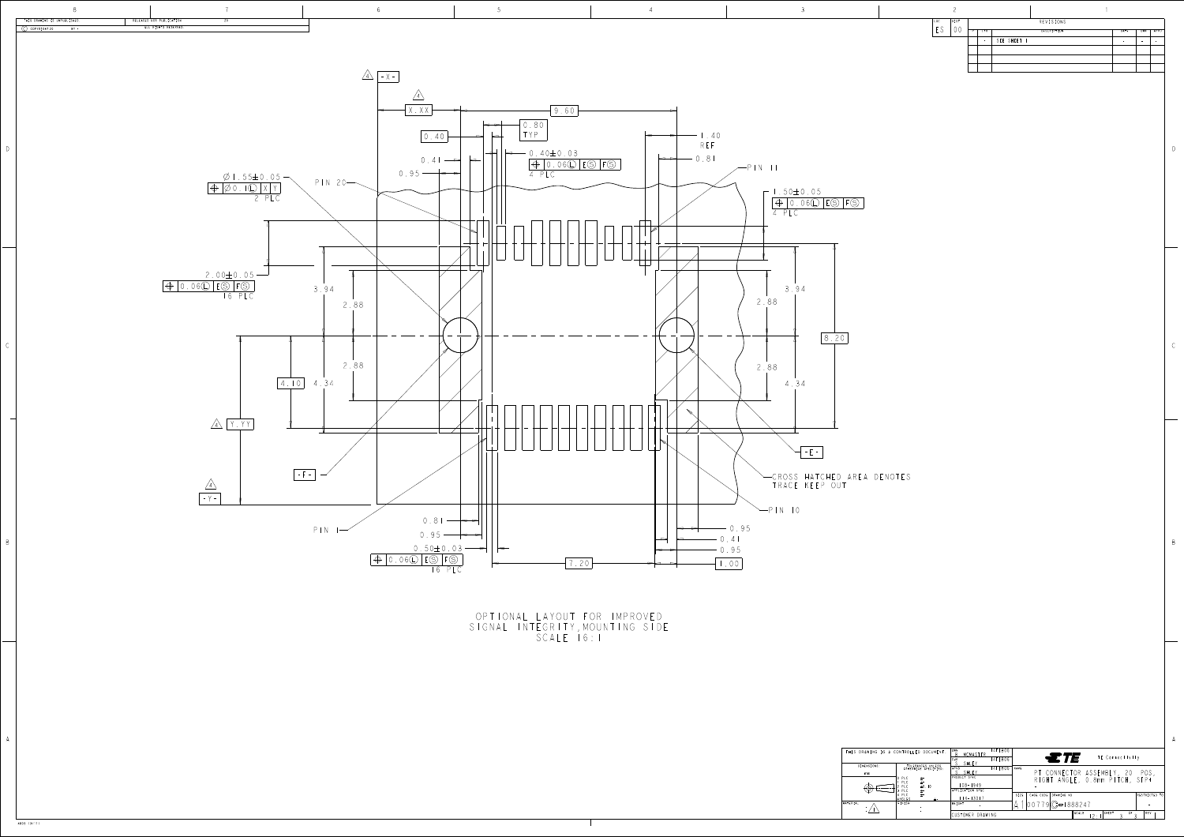THIS DRAWING IS UNPUBLISHED. RELEASED FOR PUBLICATION 20

© COPYRIGHT 20 BY - ALL RIGHTS RESERVED.

| LOC | DIST | REVISIONS | | | | |
|---|---|---|---|---|---|---|
| ES | 00 | LTR | DESCRIPTION | DATE | DWN | APVD |
| | | - | SEE SHEET 1 | - | - | - |

-X-

X.XX | 9.60 | 0.80 TYP | 0.40 | 1.40 REF | 0.81 | 0.41 | 0.95

0.40±0.03
⌖ 0.06Ⓛ | E Ⓢ | F Ⓢ
4 PLC

Ø1.55±0.05
⌖ Ø0.1Ⓛ | X | Y
2 PLC

PIN 20

PIN 11

1.50±0.05
⌖ 0.06Ⓛ | E Ⓢ | F Ⓢ
4 PLC

2.00±0.05
⌖ 0.06Ⓛ | E Ⓢ | F Ⓢ
16 PLC

3.94 | 2.88 | 2.88 | 4.34 | 4.10 | 8.20

Y.YY

-Y-

-F-

-E-

CROSS HATCHED AREA DENOTES TRACE KEEP OUT

PIN 10

PIN 1

0.81 | 0.95 | 0.95 | 0.41 | 0.95 | 7.20 | 1.00

0.50±0.03
⌖ 0.06Ⓛ | E Ⓢ | F Ⓢ
16 PLC

OPTIONAL LAYOUT FOR IMPROVED SIGNAL INTEGRITY, MOUNTING SIDE
SCALE 16:1

THIS DRAWING IS A CONTROLLED DOCUMENT.

DIMENSIONS: mm

TOLERANCES UNLESS OTHERWISE SPECIFIED

DWN: B. MCMASTER
CHK: S. SMALEY
APVD: S. SMALEY
PRODUCT SPEC: 108-1949
APPLICATION SPEC: 114-13011

TE Connectivity

NAME: PT CONNECTOR ASSEMBLY, 20 POS, RIGHT ANGLE, 0.8mm PITCH, SFP+

SIZE: A1 | CAGE CODE: 00779 | DRAWING NO: C-1888247 | RESTRICTED TO: -

CUSTOMER DRAWING | SCALE 12:1 | SHEET 3 OF 3 | REV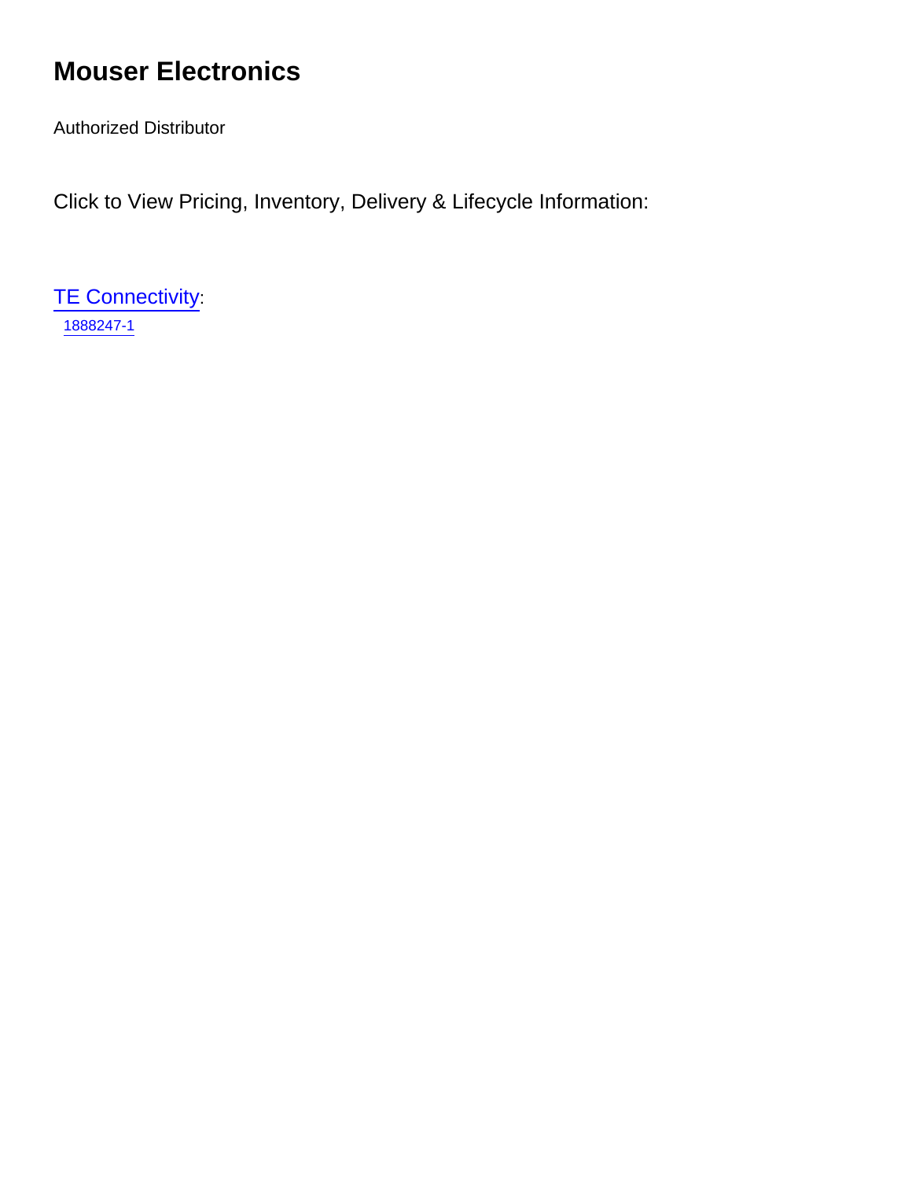# Mouser Electronics

Authorized Distributor

Click to View Pricing, Inventory, Delivery & Lifecycle Information:

TE Connectivity:

1888247-1